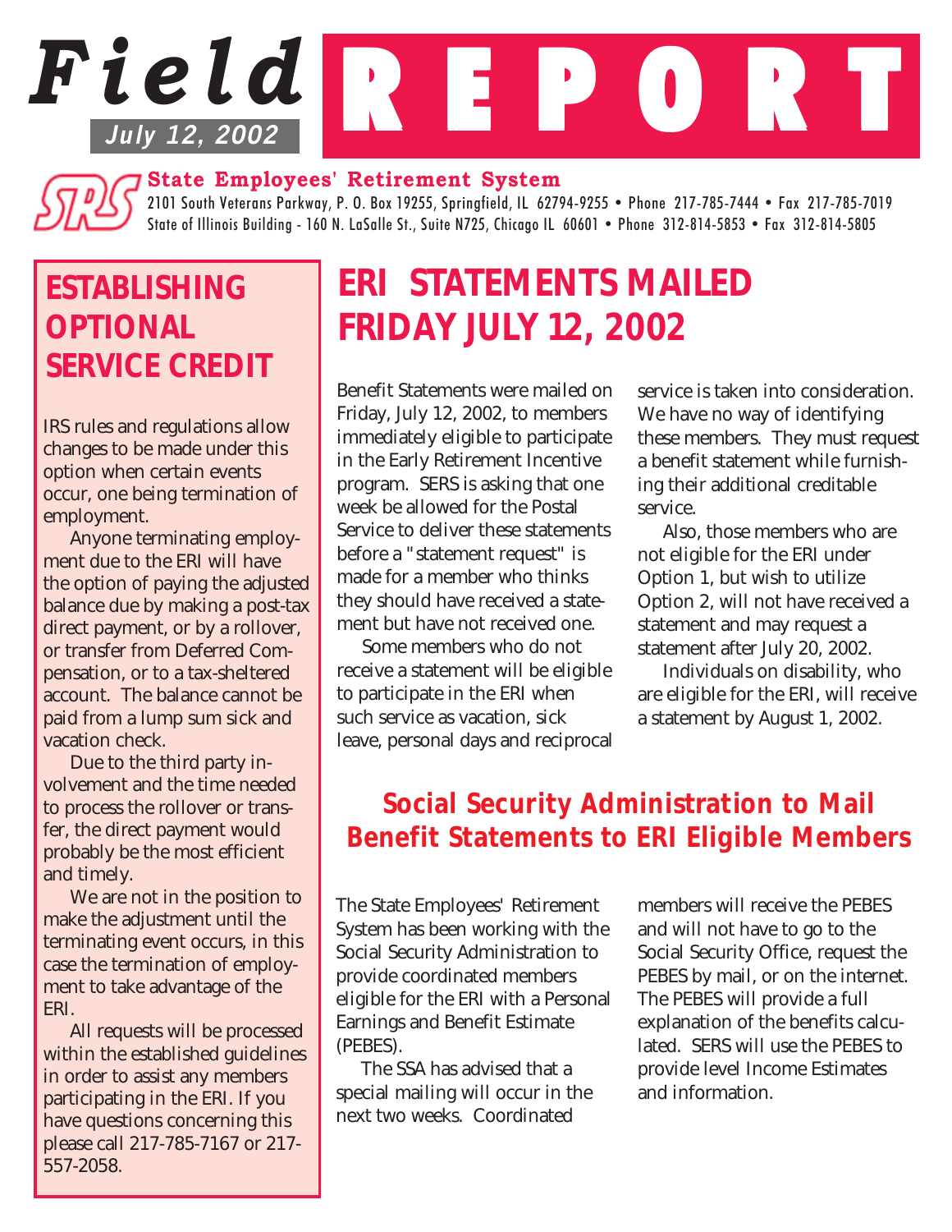# Field REPORT

**July 12, 2002**

**State Employees' Retirement System**

2101 South Veterans Parkway, P. O. Box 19255, Springfield, IL 62794-9255 • Phone 217-785-7444 • Fax 217-785-7019
State of Illinois Building - 160 N. LaSalle St., Suite N725, Chicago IL 60601 • Phone 312-814-5853 • Fax 312-814-5805

## ERI STATEMENTS MAILED FRIDAY JULY 12, 2002

Benefit Statements were mailed on Friday, July 12, 2002, to members immediately eligible to participate in the Early Retirement Incentive program. SERS is asking that one week be allowed for the Postal Service to deliver these statements before a "statement request" is made for a member who thinks they should have received a statement but have not received one.

Some members who do not receive a statement will be eligible to participate in the ERI when such service as vacation, sick leave, personal days and reciprocal service is taken into consideration. We have no way of identifying these members. They must request a benefit statement while furnishing their additional creditable service.

Also, those members who are not eligible for the ERI under Option 1, but wish to utilize Option 2, will not have received a statement and may request a statement after July 20, 2002.

Individuals on disability, who are eligible for the ERI, will receive a statement by August 1, 2002.

## Social Security Administration to Mail Benefit Statements to ERI Eligible Members

The State Employees' Retirement System has been working with the Social Security Administration to provide coordinated members eligible for the ERI with a Personal Earnings and Benefit Estimate (PEBES).

The SSA has advised that a special mailing will occur in the next two weeks. Coordinated members will receive the PEBES and will not have to go to the Social Security Office, request the PEBES by mail, or on the internet. The PEBES will provide a full explanation of the benefits calculated. SERS will use the PEBES to provide level Income Estimates and information.

## ESTABLISHING OPTIONAL SERVICE CREDIT

IRS rules and regulations allow changes to be made under this option when certain events occur, one being termination of employment.

Anyone terminating employment due to the ERI will have the option of paying the adjusted balance due by making a post-tax direct payment, or by a rollover, or transfer from Deferred Compensation, or to a tax-sheltered account. The balance cannot be paid from a lump sum sick and vacation check.

Due to the third party involvement and the time needed to process the rollover or transfer, the direct payment would probably be the most efficient and timely.

We are not in the position to make the adjustment until the terminating event occurs, in this case the termination of employment to take advantage of the ERI.

All requests will be processed within the established guidelines in order to assist any members participating in the ERI. If you have questions concerning this please call 217-785-7167 or 217-557-2058.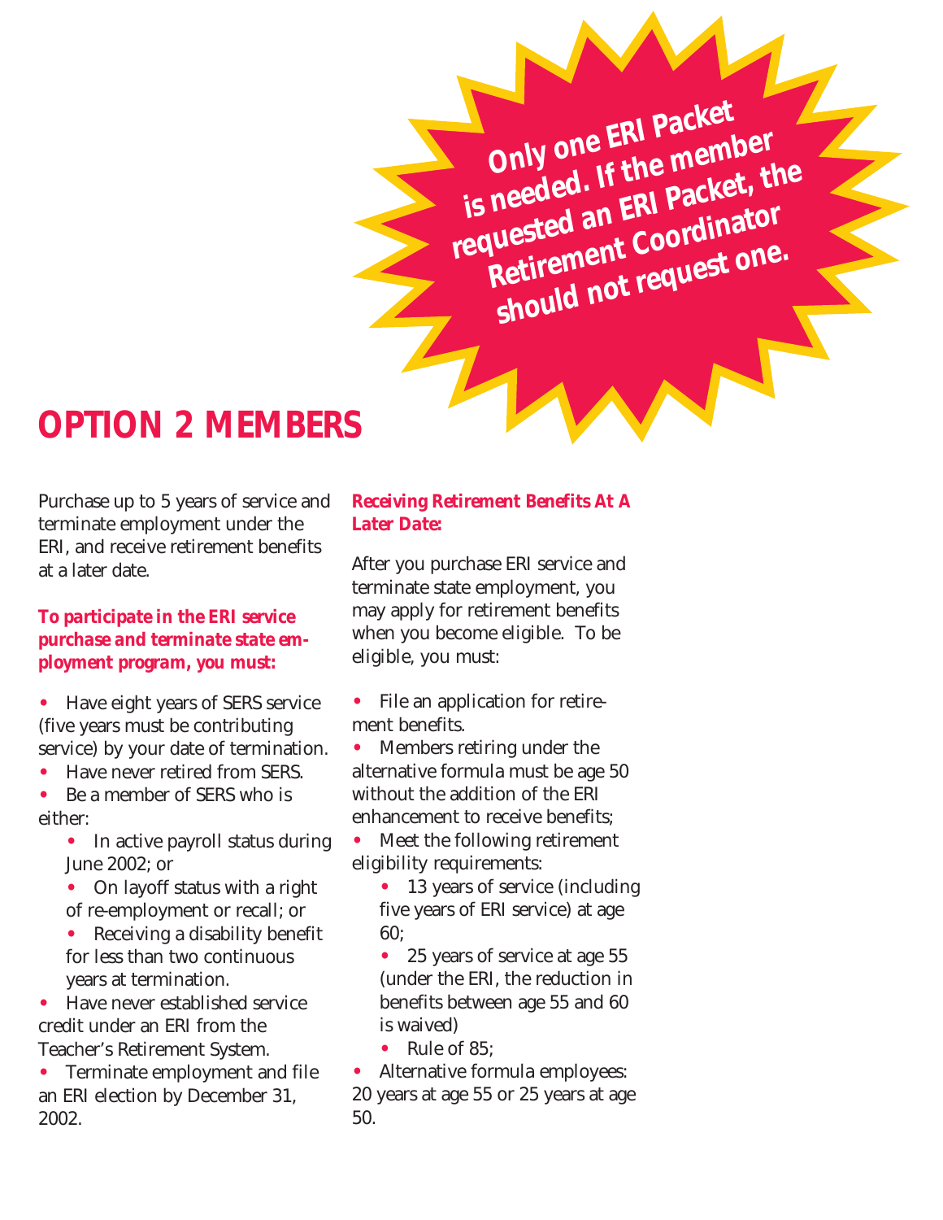**Only one ERI Packet is needed. If the member requested an ERI Packet, the Retirement Coordinator should not request one.**

# OPTION 2 MEMBERS

Purchase up to 5 years of service and terminate employment under the ERI, and receive retirement benefits at a later date.

***To participate in the ERI service purchase and terminate state employment program, you must:***

- Have eight years of SERS service (five years must be contributing service) by your date of termination.
- Have never retired from SERS.
- Be a member of SERS who is either:
  - In active payroll status during June 2002; or
  - On layoff status with a right of re-employment or recall; or
  - Receiving a disability benefit for less than two continuous years at termination.
- Have never established service credit under an ERI from the Teacher's Retirement System.
- Terminate employment and file an ERI election by December 31, 2002.

***Receiving Retirement Benefits At A Later Date:***

After you purchase ERI service and terminate state employment, you may apply for retirement benefits when you become eligible. To be eligible, you must:

- File an application for retirement benefits.
- Members retiring under the alternative formula must be age 50 without the addition of the ERI enhancement to receive benefits;
- Meet the following retirement eligibility requirements:
  - 13 years of service (including five years of ERI service) at age 60;
  - 25 years of service at age 55 (under the ERI, the reduction in benefits between age 55 and 60 is waived)
  - Rule of 85;
- Alternative formula employees: 20 years at age 55 or 25 years at age 50.